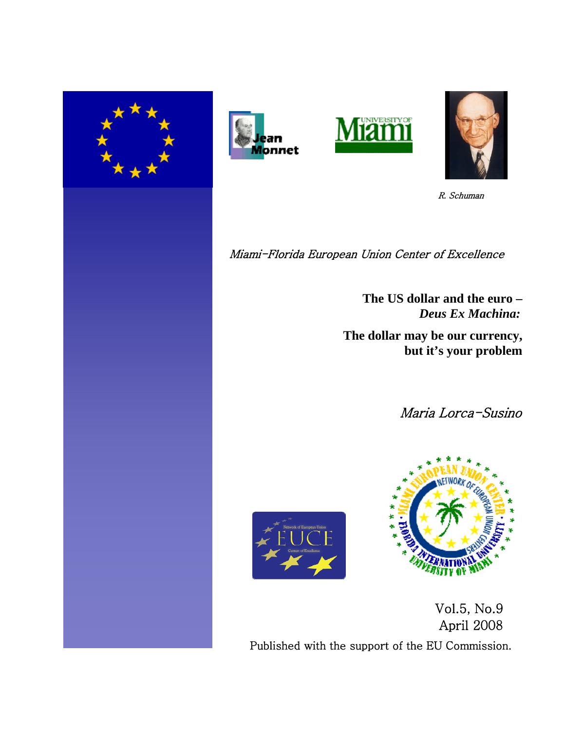R. Schuman

*Miami-Florida European Union Center of Excellence*

**The US dollar and the euro –**
***Deus Ex Machina:***

**The dollar may be our currency, but it's your problem**

*Maria Lorca-Susino*

Vol.5, No.9
April 2008

Published with the support of the EU Commission.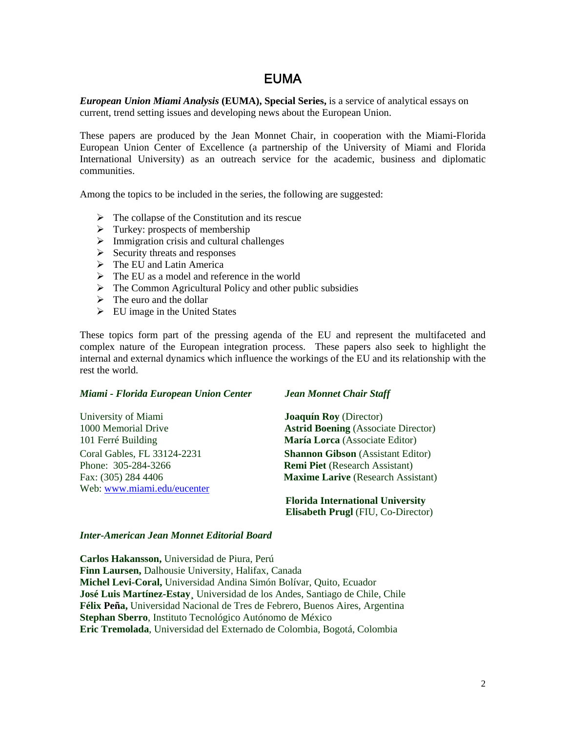# EUMA

***European Union Miami Analysis* (EUMA), Special Series,** is a service of analytical essays on current, trend setting issues and developing news about the European Union.

These papers are produced by the Jean Monnet Chair, in cooperation with the Miami-Florida European Union Center of Excellence (a partnership of the University of Miami and Florida International University) as an outreach service for the academic, business and diplomatic communities.

Among the topics to be included in the series, the following are suggested:

- The collapse of the Constitution and its rescue
- Turkey: prospects of membership
- Immigration crisis and cultural challenges
- Security threats and responses
- The EU and Latin America
- The EU as a model and reference in the world
- The Common Agricultural Policy and other public subsidies
- The euro and the dollar
- EU image in the United States

These topics form part of the pressing agenda of the EU and represent the multifaceted and complex nature of the European integration process. These papers also seek to highlight the internal and external dynamics which influence the workings of the EU and its relationship with the rest the world.

***Miami - Florida European Union Center***

University of Miami
1000 Memorial Drive
101 Ferré Building
Coral Gables, FL 33124-2231
Phone: 305-284-3266
Fax: (305) 284 4406
Web: www.miami.edu/eucenter

***Jean Monnet Chair Staff***

**Joaquín Roy** (Director)
**Astrid Boening** (Associate Director)
**María Lorca** (Associate Editor)
**Shannon Gibson** (Assistant Editor)
**Remi Piet** (Research Assistant)
**Maxime Larive** (Research Assistant)

**Florida International University**
**Elisabeth Prugl** (FIU, Co-Director)

***Inter-American Jean Monnet Editorial Board***

**Carlos Hakansson,** Universidad de Piura, Perú
**Finn Laursen,** Dalhousie University, Halifax, Canada
**Michel Levi-Coral,** Universidad Andina Simón Bolívar, Quito, Ecuador
**José Luis Martínez-Estay**¸ Universidad de los Andes, Santiago de Chile, Chile
**Félix Peña,** Universidad Nacional de Tres de Febrero, Buenos Aires, Argentina
**Stephan Sberro**, Instituto Tecnológico Autónomo de México
**Eric Tremolada**, Universidad del Externado de Colombia, Bogotá, Colombia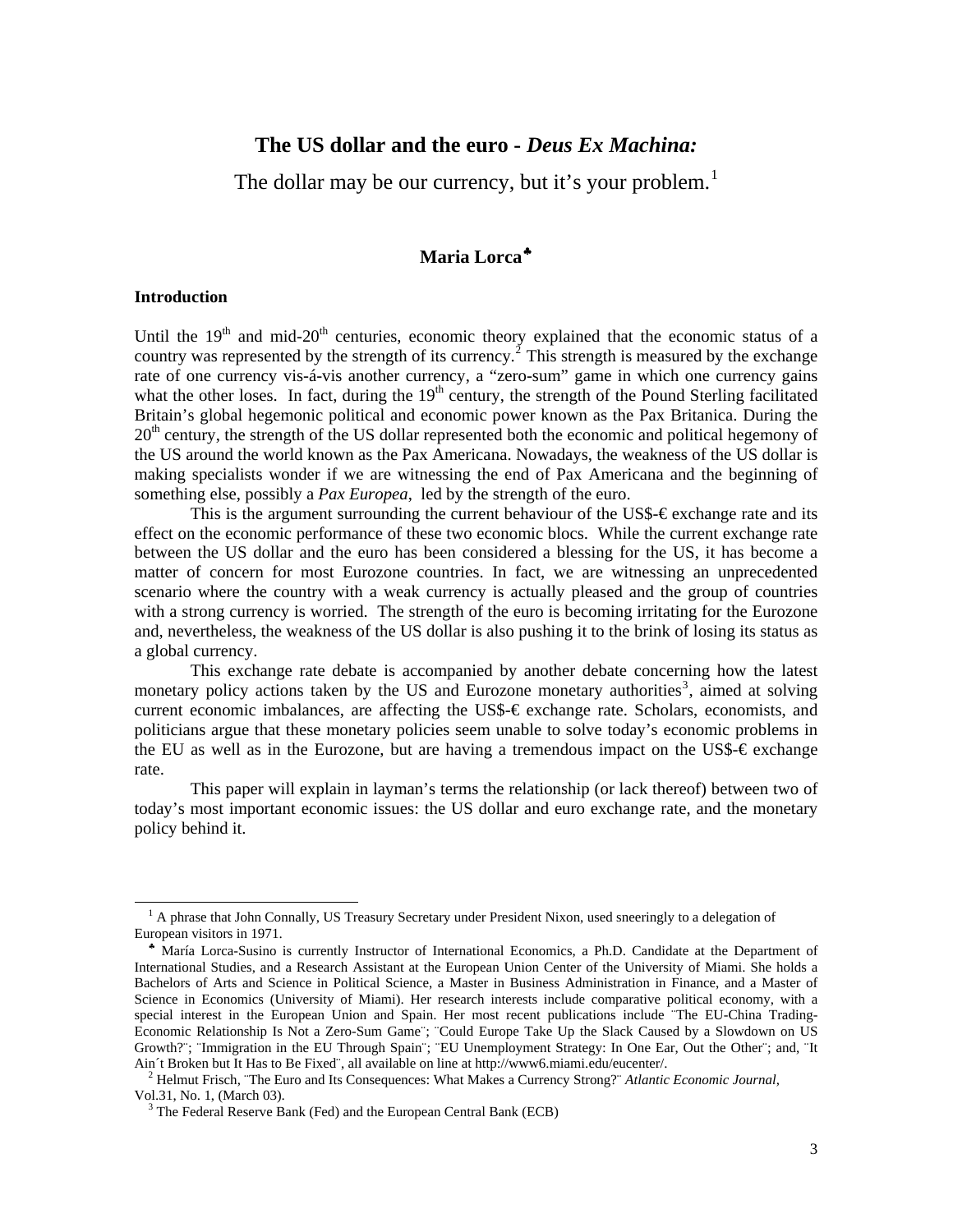# The US dollar and the euro - *Deus Ex Machina:*

The dollar may be our currency, but it's your problem.[1]

**Maria Lorca**[♣]

### Introduction

Until the 19th and mid-20th centuries, economic theory explained that the economic status of a country was represented by the strength of its currency.[2] This strength is measured by the exchange rate of one currency vis-á-vis another currency, a "zero-sum" game in which one currency gains what the other loses. In fact, during the 19th century, the strength of the Pound Sterling facilitated Britain's global hegemonic political and economic power known as the Pax Britanica. During the 20th century, the strength of the US dollar represented both the economic and political hegemony of the US around the world known as the Pax Americana. Nowadays, the weakness of the US dollar is making specialists wonder if we are witnessing the end of Pax Americana and the beginning of something else, possibly a *Pax Europea*, led by the strength of the euro.

This is the argument surrounding the current behaviour of the US$-€ exchange rate and its effect on the economic performance of these two economic blocs. While the current exchange rate between the US dollar and the euro has been considered a blessing for the US, it has become a matter of concern for most Eurozone countries. In fact, we are witnessing an unprecedented scenario where the country with a weak currency is actually pleased and the group of countries with a strong currency is worried. The strength of the euro is becoming irritating for the Eurozone and, nevertheless, the weakness of the US dollar is also pushing it to the brink of losing its status as a global currency.

This exchange rate debate is accompanied by another debate concerning how the latest monetary policy actions taken by the US and Eurozone monetary authorities[3], aimed at solving current economic imbalances, are affecting the US$-€ exchange rate. Scholars, economists, and politicians argue that these monetary policies seem unable to solve today's economic problems in the EU as well as in the Eurozone, but are having a tremendous impact on the US$-€ exchange rate.

This paper will explain in layman's terms the relationship (or lack thereof) between two of today's most important economic issues: the US dollar and euro exchange rate, and the monetary policy behind it.

---

[1] A phrase that John Connally, US Treasury Secretary under President Nixon, used sneeringly to a delegation of European visitors in 1971.

[♣] María Lorca-Susino is currently Instructor of International Economics, a Ph.D. Candidate at the Department of International Studies, and a Research Assistant at the European Union Center of the University of Miami. She holds a Bachelors of Arts and Science in Political Science, a Master in Business Administration in Finance, and a Master of Science in Economics (University of Miami). Her research interests include comparative political economy, with a special interest in the European Union and Spain. Her most recent publications include ¨The EU-China Trading-Economic Relationship Is Not a Zero-Sum Game¨; ¨Could Europe Take Up the Slack Caused by a Slowdown on US Growth?¨; ¨Immigration in the EU Through Spain¨; ¨EU Unemployment Strategy: In One Ear, Out the Other¨; and, ¨It Ain´t Broken but It Has to Be Fixed¨, all available on line at http://www6.miami.edu/eucenter/.

[2] Helmut Frisch, ¨The Euro and Its Consequences: What Makes a Currency Strong?¨ *Atlantic Economic Journal*, Vol.31, No. 1, (March 03).

[3] The Federal Reserve Bank (Fed) and the European Central Bank (ECB)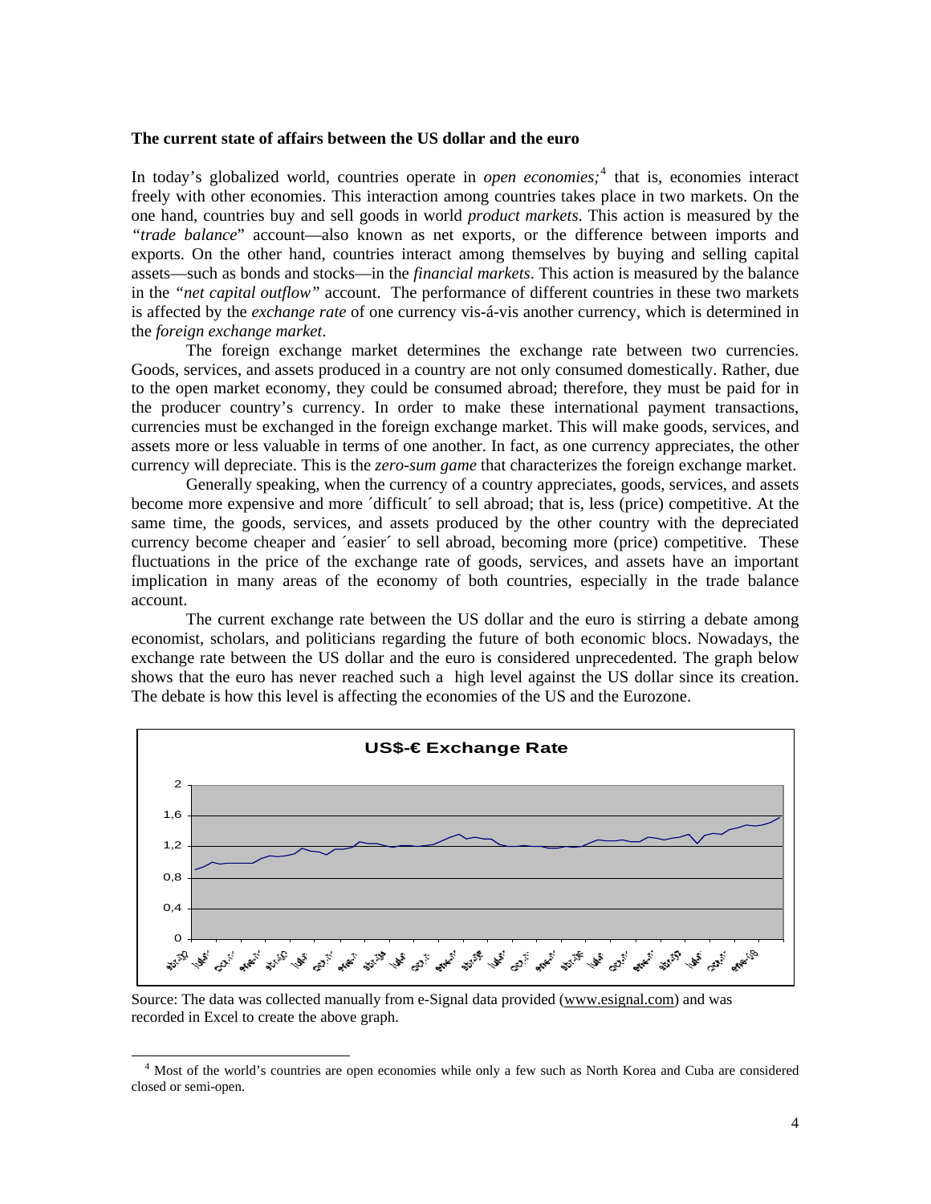**The current state of affairs between the US dollar and the euro**

In today's globalized world, countries operate in *open economies*;[4] that is, economies interact freely with other economies. This interaction among countries takes place in two markets. On the one hand, countries buy and sell goods in world *product markets*. This action is measured by the *"trade balance*" account—also known as net exports, or the difference between imports and exports. On the other hand, countries interact among themselves by buying and selling capital assets—such as bonds and stocks—in the *financial markets*. This action is measured by the balance in the *"net capital outflow"* account. The performance of different countries in these two markets is affected by the *exchange rate* of one currency vis-á-vis another currency, which is determined in the *foreign exchange market*.

The foreign exchange market determines the exchange rate between two currencies. Goods, services, and assets produced in a country are not only consumed domestically. Rather, due to the open market economy, they could be consumed abroad; therefore, they must be paid for in the producer country's currency. In order to make these international payment transactions, currencies must be exchanged in the foreign exchange market. This will make goods, services, and assets more or less valuable in terms of one another. In fact, as one currency appreciates, the other currency will depreciate. This is the *zero-sum game* that characterizes the foreign exchange market.

Generally speaking, when the currency of a country appreciates, goods, services, and assets become more expensive and more ´difficult´ to sell abroad; that is, less (price) competitive. At the same time, the goods, services, and assets produced by the other country with the depreciated currency become cheaper and ´easier´ to sell abroad, becoming more (price) competitive. These fluctuations in the price of the exchange rate of goods, services, and assets have an important implication in many areas of the economy of both countries, especially in the trade balance account.

The current exchange rate between the US dollar and the euro is stirring a debate among economist, scholars, and politicians regarding the future of both economic blocs. Nowadays, the exchange rate between the US dollar and the euro is considered unprecedented. The graph below shows that the euro has never reached such a high level against the US dollar since its creation. The debate is how this level is affecting the economies of the US and the Eurozone.

**US$-€ Exchange Rate**

Source: The data was collected manually from e-Signal data provided (www.esignal.com) and was recorded in Excel to create the above graph.

[4] Most of the world's countries are open economies while only a few such as North Korea and Cuba are considered closed or semi-open.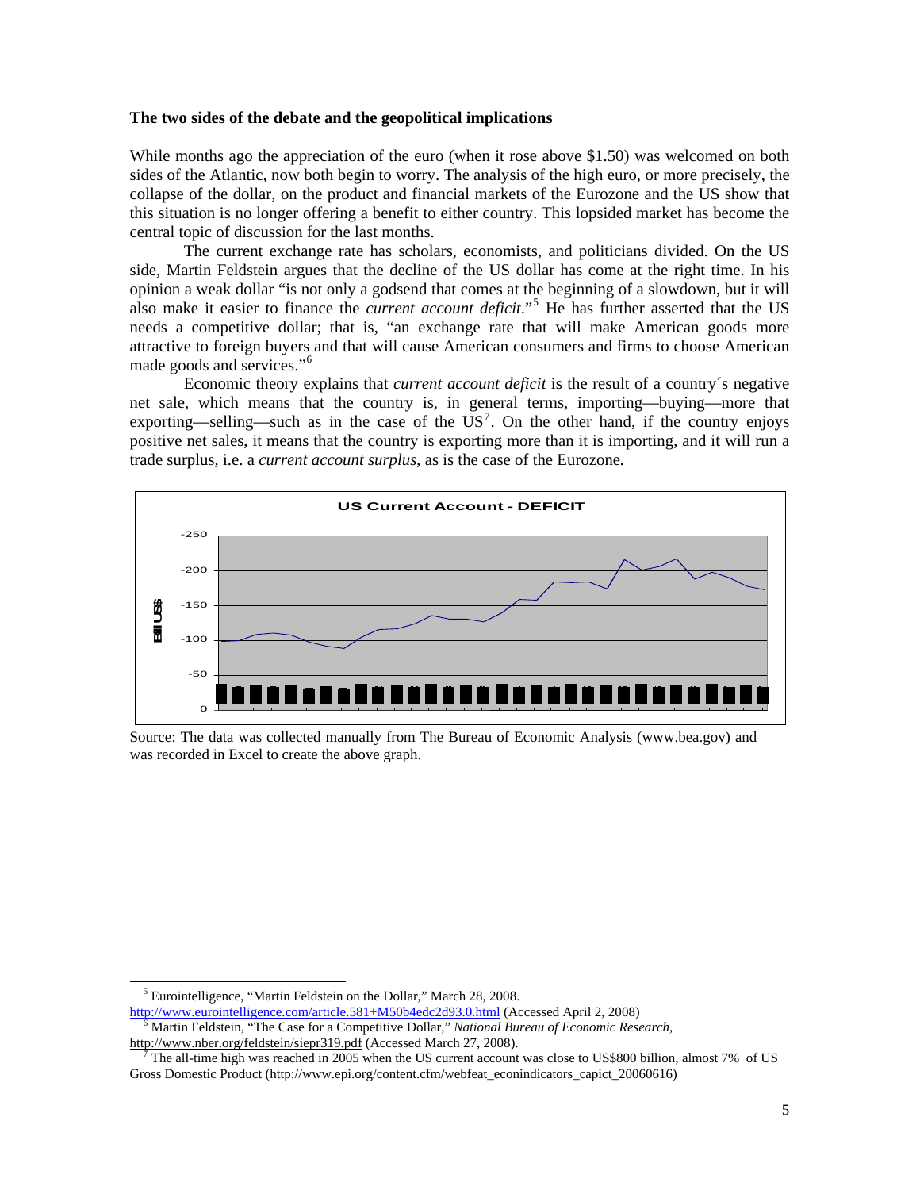**The two sides of the debate and the geopolitical implications**

While months ago the appreciation of the euro (when it rose above $1.50) was welcomed on both sides of the Atlantic, now both begin to worry. The analysis of the high euro, or more precisely, the collapse of the dollar, on the product and financial markets of the Eurozone and the US show that this situation is no longer offering a benefit to either country. This lopsided market has become the central topic of discussion for the last months.

The current exchange rate has scholars, economists, and politicians divided. On the US side, Martin Feldstein argues that the decline of the US dollar has come at the right time. In his opinion a weak dollar "is not only a godsend that comes at the beginning of a slowdown, but it will also make it easier to finance the *current account deficit*."[5] He has further asserted that the US needs a competitive dollar; that is, "an exchange rate that will make American goods more attractive to foreign buyers and that will cause American consumers and firms to choose American made goods and services."[6]

Economic theory explains that *current account deficit* is the result of a country´s negative net sale, which means that the country is, in general terms, importing—buying—more that exporting—selling—such as in the case of the US[7]. On the other hand, if the country enjoys positive net sales, it means that the country is exporting more than it is importing, and it will run a trade surplus, i.e. a *current account surplus*, as is the case of the Eurozone.

**US Current Account - DEFICIT**

Source: The data was collected manually from The Bureau of Economic Analysis (www.bea.gov) and was recorded in Excel to create the above graph.

[5] Eurointelligence, "Martin Feldstein on the Dollar," March 28, 2008. http://www.eurointelligence.com/article.581+M50b4edc2d93.0.html (Accessed April 2, 2008)

[6] Martin Feldstein, "The Case for a Competitive Dollar," *National Bureau of Economic Research*, http://www.nber.org/feldstein/siepr319.pdf (Accessed March 27, 2008).

[7] The all-time high was reached in 2005 when the US current account was close to US$800 billion, almost 7% of US Gross Domestic Product (http://www.epi.org/content.cfm/webfeat_econindicators_capict_20060616)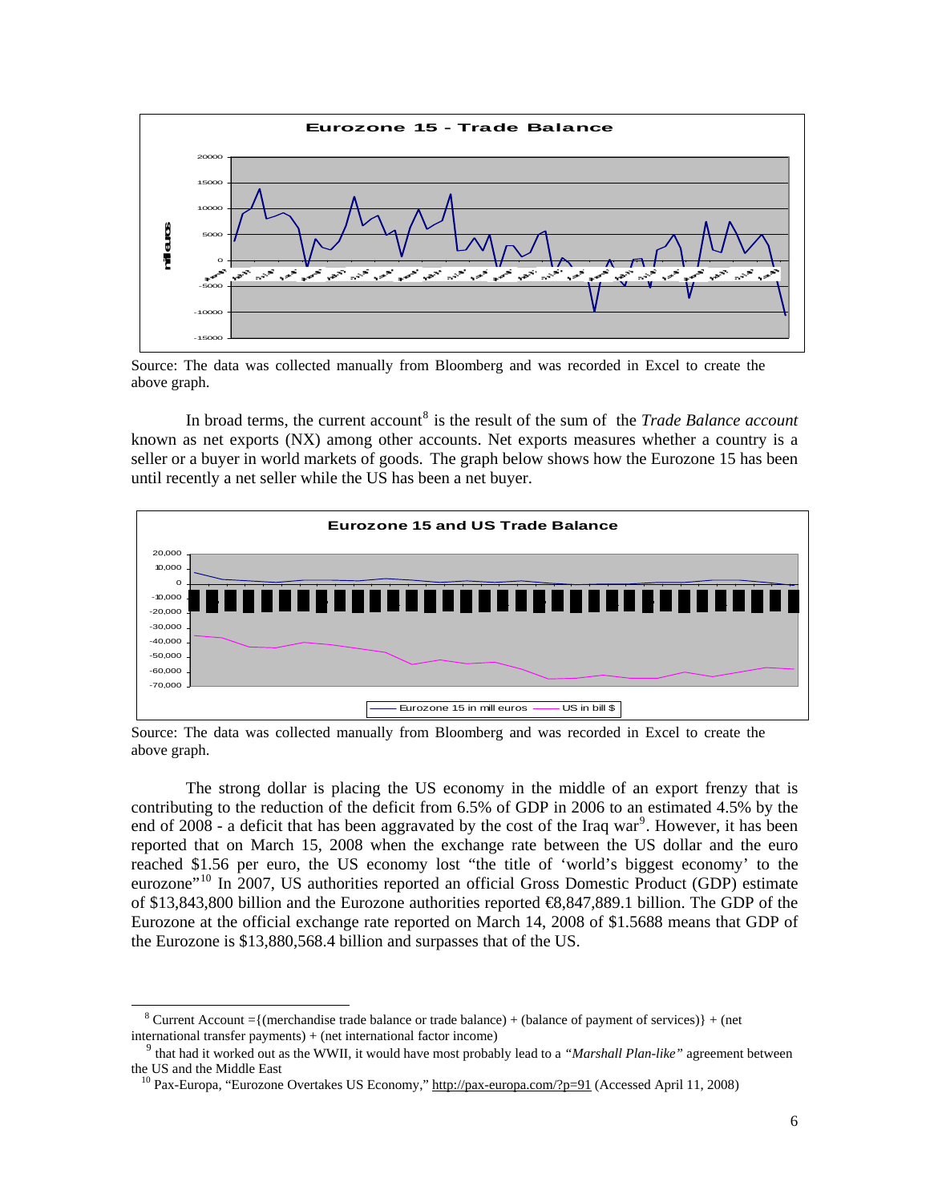Source: The data was collected manually from Bloomberg and was recorded in Excel to create the above graph.

In broad terms, the current account[8] is the result of the sum of the *Trade Balance account* known as net exports (NX) among other accounts. Net exports measures whether a country is a seller or a buyer in world markets of goods. The graph below shows how the Eurozone 15 has been until recently a net seller while the US has been a net buyer.

Source: The data was collected manually from Bloomberg and was recorded in Excel to create the above graph.

The strong dollar is placing the US economy in the middle of an export frenzy that is contributing to the reduction of the deficit from 6.5% of GDP in 2006 to an estimated 4.5% by the end of 2008 - a deficit that has been aggravated by the cost of the Iraq war[9]. However, it has been reported that on March 15, 2008 when the exchange rate between the US dollar and the euro reached $1.56 per euro, the US economy lost "the title of 'world's biggest economy' to the eurozone"[10] In 2007, US authorities reported an official Gross Domestic Product (GDP) estimate of $13,843,800 billion and the Eurozone authorities reported €8,847,889.1 billion. The GDP of the Eurozone at the official exchange rate reported on March 14, 2008 of $1.5688 means that GDP of the Eurozone is $13,880,568.4 billion and surpasses that of the US.

---

[8] Current Account ={(merchandise trade balance or trade balance) + (balance of payment of services)} + (net international transfer payments) + (net international factor income)

[9] that had it worked out as the WWII, it would have most probably lead to a *"Marshall Plan-like"* agreement between the US and the Middle East

[10] Pax-Europa, "Eurozone Overtakes US Economy," http://pax-europa.com/?p=91 (Accessed April 11, 2008)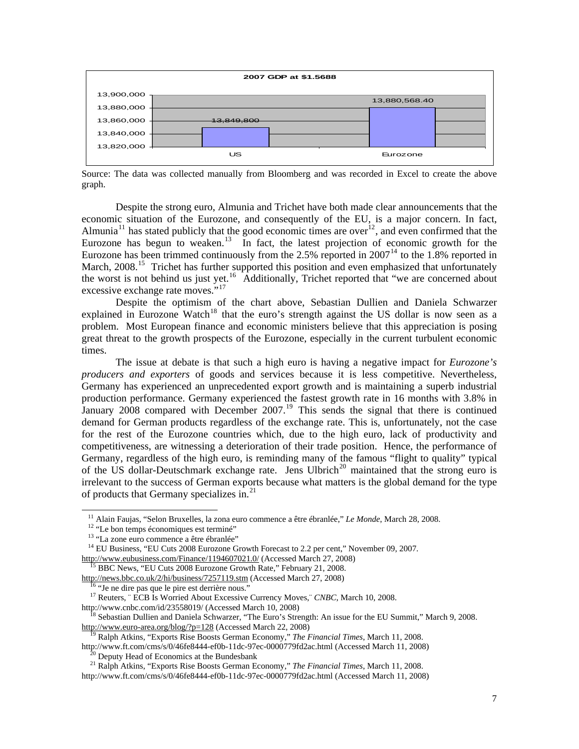**2007 GDP at $1.5688**

| | US | Eurozone |
|---|---|---|
| GDP | 13,849,800 | 13,880,568.40 |

Source: The data was collected manually from Bloomberg and was recorded in Excel to create the above graph.

Despite the strong euro, Almunia and Trichet have both made clear announcements that the economic situation of the Eurozone, and consequently of the EU, is a major concern. In fact, Almunia[11] has stated publicly that the good economic times are over[12], and even confirmed that the Eurozone has begun to weaken.[13] In fact, the latest projection of economic growth for the Eurozone has been trimmed continuously from the 2.5% reported in 2007[14] to the 1.8% reported in March, 2008.[15] Trichet has further supported this position and even emphasized that unfortunately the worst is not behind us just yet.[16] Additionally, Trichet reported that "we are concerned about excessive exchange rate moves."[17]

Despite the optimism of the chart above, Sebastian Dullien and Daniela Schwarzer explained in Eurozone Watch[18] that the euro's strength against the US dollar is now seen as a problem. Most European finance and economic ministers believe that this appreciation is posing great threat to the growth prospects of the Eurozone, especially in the current turbulent economic times.

The issue at debate is that such a high euro is having a negative impact for *Eurozone's producers and exporters* of goods and services because it is less competitive. Nevertheless, Germany has experienced an unprecedented export growth and is maintaining a superb industrial production performance. Germany experienced the fastest growth rate in 16 months with 3.8% in January 2008 compared with December 2007.[19] This sends the signal that there is continued demand for German products regardless of the exchange rate. This is, unfortunately, not the case for the rest of the Eurozone countries which, due to the high euro, lack of productivity and competitiveness, are witnessing a deterioration of their trade position. Hence, the performance of Germany, regardless of the high euro, is reminding many of the famous "flight to quality" typical of the US dollar-Deutschmark exchange rate. Jens Ulbrich[20] maintained that the strong euro is irrelevant to the success of German exports because what matters is the global demand for the type of products that Germany specializes in.[21]

---

[11] Alain Faujas, "Selon Bruxelles, la zona euro commence a être ébranlée," *Le Monde*, March 28, 2008.

[12] "Le bon temps économiques est terminé"

[13] "La zone euro commence a être ébranlée"

[14] EU Business, "EU Cuts 2008 Eurozone Growth Forecast to 2.2 per cent," November 09, 2007. http://www.eubusiness.com/Finance/1194607021.0/ (Accessed March 27, 2008)

[15] BBC News, "EU Cuts 2008 Eurozone Growth Rate," February 21, 2008. http://news.bbc.co.uk/2/hi/business/7257119.stm (Accessed March 27, 2008)

[16] "Je ne dire pas que le pire est derrière nous."

[17] Reuters, ¨ ECB Is Worried About Excessive Currency Moves,¨ *CNBC*, March 10, 2008. http://www.cnbc.com/id/23558019/ (Accessed March 10, 2008)

[18] Sebastian Dullien and Daniela Schwarzer, "The Euro's Strength: An issue for the EU Summit," March 9, 2008. http://www.euro-area.org/blog/?p=128 (Accessed March 22, 2008)

[19] Ralph Atkins, "Exports Rise Boosts German Economy," *The Financial Times*, March 11, 2008. http://www.ft.com/cms/s/0/46fe8444-ef0b-11dc-97ec-0000779fd2ac.html (Accessed March 11, 2008)

[20] Deputy Head of Economics at the Bundesbank

[21] Ralph Atkins, "Exports Rise Boosts German Economy," *The Financial Times*, March 11, 2008. http://www.ft.com/cms/s/0/46fe8444-ef0b-11dc-97ec-0000779fd2ac.html (Accessed March 11, 2008)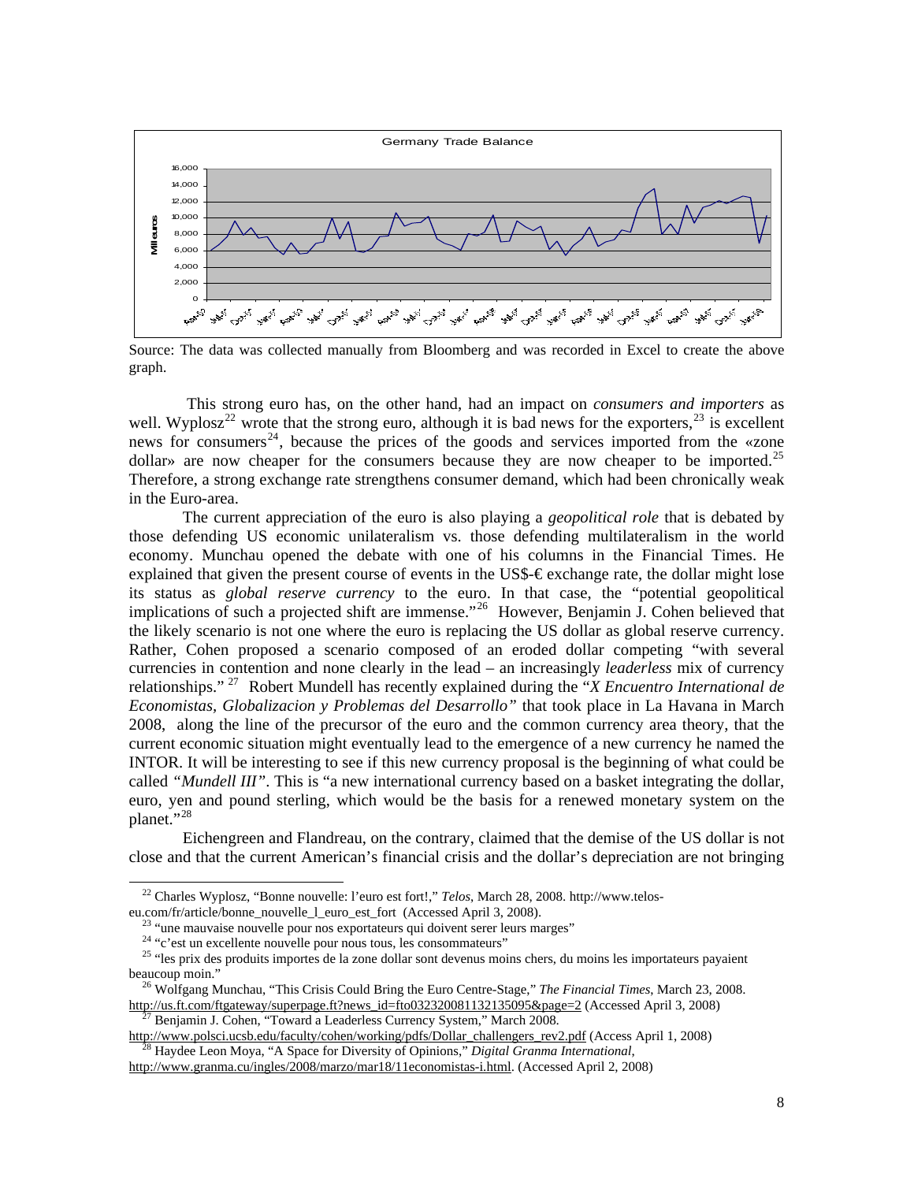Source: The data was collected manually from Bloomberg and was recorded in Excel to create the above graph.

This strong euro has, on the other hand, had an impact on *consumers and importers* as well. Wyplosz[22] wrote that the strong euro, although it is bad news for the exporters,[23] is excellent news for consumers[24], because the prices of the goods and services imported from the «zone dollar» are now cheaper for the consumers because they are now cheaper to be imported.[25] Therefore, a strong exchange rate strengthens consumer demand, which had been chronically weak in the Euro-area.

The current appreciation of the euro is also playing a *geopolitical role* that is debated by those defending US economic unilateralism vs. those defending multilateralism in the world economy. Munchau opened the debate with one of his columns in the Financial Times. He explained that given the present course of events in the US$-€ exchange rate, the dollar might lose its status as *global reserve currency* to the euro. In that case, the "potential geopolitical implications of such a projected shift are immense."[26] However, Benjamin J. Cohen believed that the likely scenario is not one where the euro is replacing the US dollar as global reserve currency. Rather, Cohen proposed a scenario composed of an eroded dollar competing "with several currencies in contention and none clearly in the lead – an increasingly *leaderless* mix of currency relationships." [27] Robert Mundell has recently explained during the "*X Encuentro International de Economistas, Globalizacion y Problemas del Desarrollo"* that took place in La Havana in March 2008, along the line of the precursor of the euro and the common currency area theory, that the current economic situation might eventually lead to the emergence of a new currency he named the INTOR. It will be interesting to see if this new currency proposal is the beginning of what could be called *"Mundell III"*. This is "a new international currency based on a basket integrating the dollar, euro, yen and pound sterling, which would be the basis for a renewed monetary system on the planet."[28]

Eichengreen and Flandreau, on the contrary, claimed that the demise of the US dollar is not close and that the current American's financial crisis and the dollar's depreciation are not bringing

---

[22] Charles Wyplosz, "Bonne nouvelle: l'euro est fort!," *Telos*, March 28, 2008. http://www.telos-eu.com/fr/article/bonne_nouvelle_l_euro_est_fort (Accessed April 3, 2008).

[23] "une mauvaise nouvelle pour nos exportateurs qui doivent serer leurs marges"

[24] "c'est un excellente nouvelle pour nous tous, les consommateurs"

[25] "les prix des produits importes de la zone dollar sont devenus moins chers, du moins les importateurs payaient beaucoup moin."

[26] Wolfgang Munchau, "This Crisis Could Bring the Euro Centre-Stage," *The Financial Times*, March 23, 2008. http://us.ft.com/ftgateway/superpage.ft?news_id=fto032320081132135095&page=2 (Accessed April 3, 2008)

[27] Benjamin J. Cohen, "Toward a Leaderless Currency System," March 2008. http://www.polsci.ucsb.edu/faculty/cohen/working/pdfs/Dollar_challengers_rev2.pdf (Access April 1, 2008)

[28] Haydee Leon Moya, "A Space for Diversity of Opinions," *Digital Granma International*, http://www.granma.cu/ingles/2008/marzo/mar18/11economistas-i.html. (Accessed April 2, 2008)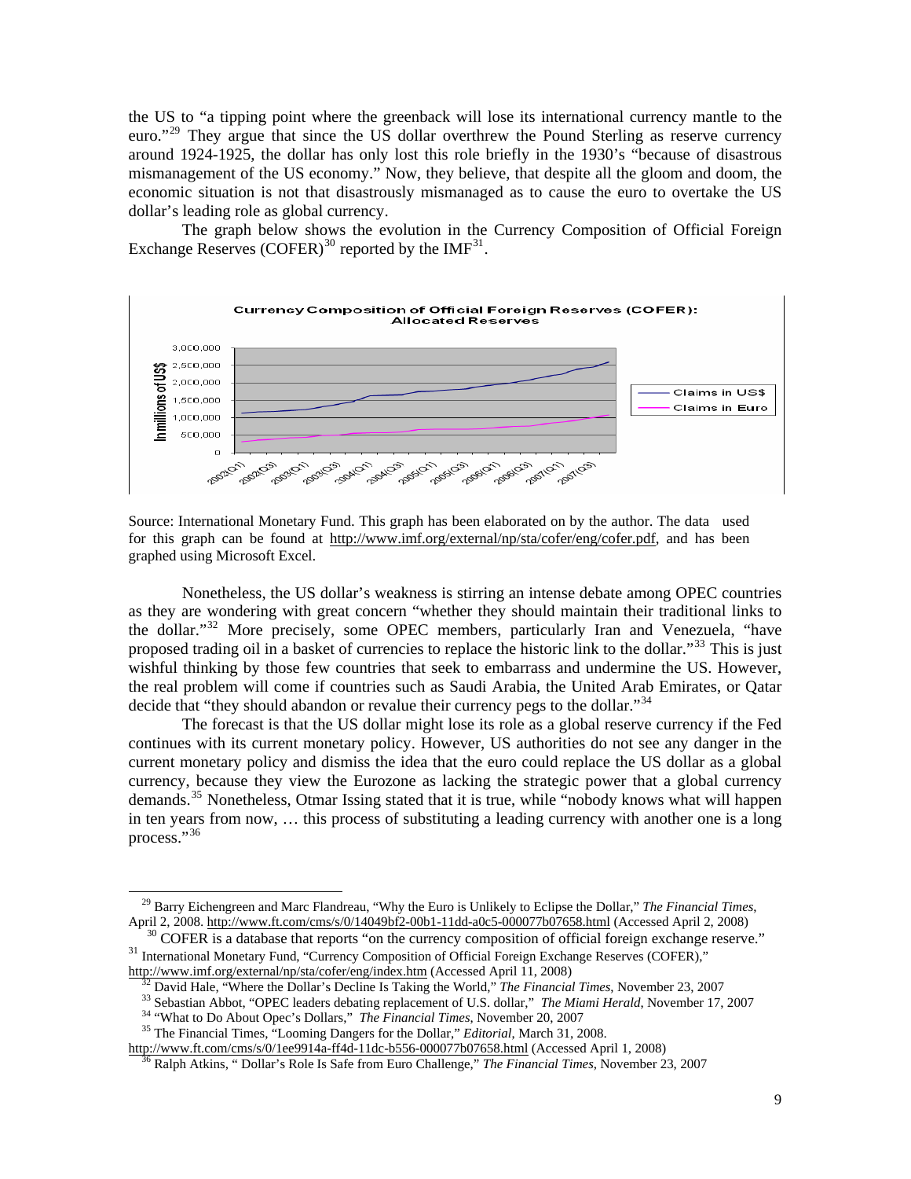the US to "a tipping point where the greenback will lose its international currency mantle to the euro."[29] They argue that since the US dollar overthrew the Pound Sterling as reserve currency around 1924-1925, the dollar has only lost this role briefly in the 1930's "because of disastrous mismanagement of the US economy." Now, they believe, that despite all the gloom and doom, the economic situation is not that disastrously mismanaged as to cause the euro to overtake the US dollar's leading role as global currency.

The graph below shows the evolution in the Currency Composition of Official Foreign Exchange Reserves (COFER)[30] reported by the IMF[31].

Source: International Monetary Fund. This graph has been elaborated on by the author. The data used for this graph can be found at http://www.imf.org/external/np/sta/cofer/eng/cofer.pdf, and has been graphed using Microsoft Excel.

Nonetheless, the US dollar's weakness is stirring an intense debate among OPEC countries as they are wondering with great concern "whether they should maintain their traditional links to the dollar."[32] More precisely, some OPEC members, particularly Iran and Venezuela, "have proposed trading oil in a basket of currencies to replace the historic link to the dollar."[33] This is just wishful thinking by those few countries that seek to embarrass and undermine the US. However, the real problem will come if countries such as Saudi Arabia, the United Arab Emirates, or Qatar decide that "they should abandon or revalue their currency pegs to the dollar."[34]

The forecast is that the US dollar might lose its role as a global reserve currency if the Fed continues with its current monetary policy. However, US authorities do not see any danger in the current monetary policy and dismiss the idea that the euro could replace the US dollar as a global currency, because they view the Eurozone as lacking the strategic power that a global currency demands.[35] Nonetheless, Otmar Issing stated that it is true, while "nobody knows what will happen in ten years from now, … this process of substituting a leading currency with another one is a long process."[36]

---

[29] Barry Eichengreen and Marc Flandreau, "Why the Euro is Unlikely to Eclipse the Dollar," *The Financial Times*, April 2, 2008. http://www.ft.com/cms/s/0/14049bf2-00b1-11dd-a0c5-000077b07658.html (Accessed April 2, 2008)

[30] COFER is a database that reports "on the currency composition of official foreign exchange reserve."

[31] International Monetary Fund, "Currency Composition of Official Foreign Exchange Reserves (COFER)," http://www.imf.org/external/np/sta/cofer/eng/index.htm (Accessed April 11, 2008)

[32] David Hale, "Where the Dollar's Decline Is Taking the World," *The Financial Times*, November 23, 2007

[33] Sebastian Abbot, "OPEC leaders debating replacement of U.S. dollar," *The Miami Herald*, November 17, 2007

[34] "What to Do About Opec's Dollars," *The Financial Times*, November 20, 2007

[35] The Financial Times, "Looming Dangers for the Dollar," *Editorial*, March 31, 2008. http://www.ft.com/cms/s/0/1ee9914a-ff4d-11dc-b556-000077b07658.html (Accessed April 1, 2008)

[36] Ralph Atkins, " Dollar's Role Is Safe from Euro Challenge," *The Financial Times*, November 23, 2007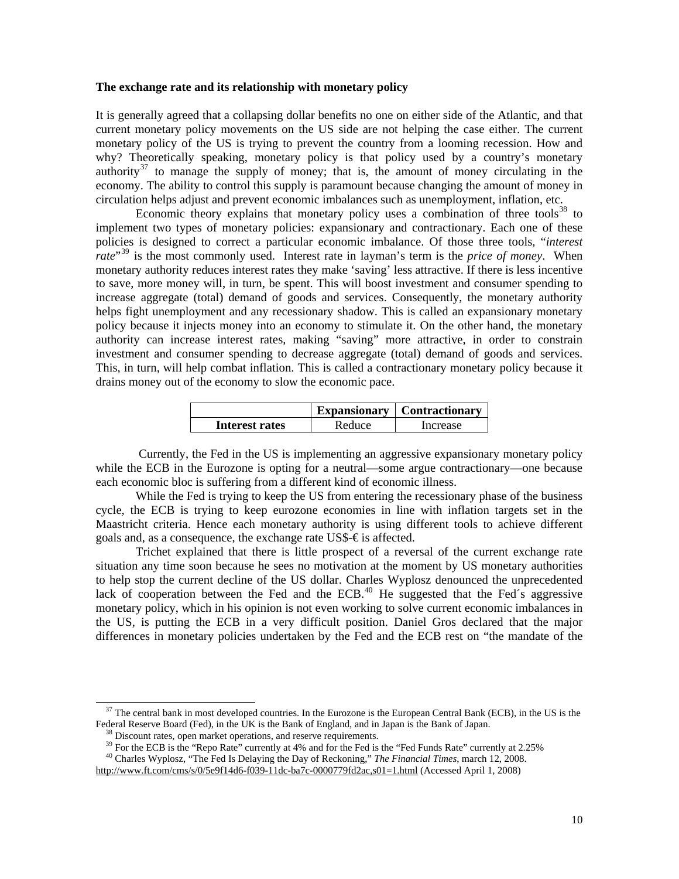**The exchange rate and its relationship with monetary policy**

It is generally agreed that a collapsing dollar benefits no one on either side of the Atlantic, and that current monetary policy movements on the US side are not helping the case either. The current monetary policy of the US is trying to prevent the country from a looming recession. How and why? Theoretically speaking, monetary policy is that policy used by a country's monetary authority[37] to manage the supply of money; that is, the amount of money circulating in the economy. The ability to control this supply is paramount because changing the amount of money in circulation helps adjust and prevent economic imbalances such as unemployment, inflation, etc.

Economic theory explains that monetary policy uses a combination of three tools[38] to implement two types of monetary policies: expansionary and contractionary. Each one of these policies is designed to correct a particular economic imbalance. Of those three tools, "*interest rate*"[39] is the most commonly used. Interest rate in layman's term is the *price of money*. When monetary authority reduces interest rates they make 'saving' less attractive. If there is less incentive to save, more money will, in turn, be spent. This will boost investment and consumer spending to increase aggregate (total) demand of goods and services. Consequently, the monetary authority helps fight unemployment and any recessionary shadow. This is called an expansionary monetary policy because it injects money into an economy to stimulate it. On the other hand, the monetary authority can increase interest rates, making "saving" more attractive, in order to constrain investment and consumer spending to decrease aggregate (total) demand of goods and services. This, in turn, will help combat inflation. This is called a contractionary monetary policy because it drains money out of the economy to slow the economic pace.

| | **Expansionary** | **Contractionary** |
|---|---|---|
| **Interest rates** | Reduce | Increase |

Currently, the Fed in the US is implementing an aggressive expansionary monetary policy while the ECB in the Eurozone is opting for a neutral—some argue contractionary—one because each economic bloc is suffering from a different kind of economic illness.

While the Fed is trying to keep the US from entering the recessionary phase of the business cycle, the ECB is trying to keep eurozone economies in line with inflation targets set in the Maastricht criteria. Hence each monetary authority is using different tools to achieve different goals and, as a consequence, the exchange rate US$-€ is affected.

Trichet explained that there is little prospect of a reversal of the current exchange rate situation any time soon because he sees no motivation at the moment by US monetary authorities to help stop the current decline of the US dollar. Charles Wyplosz denounced the unprecedented lack of cooperation between the Fed and the ECB.[40] He suggested that the Fed´s aggressive monetary policy, which in his opinion is not even working to solve current economic imbalances in the US, is putting the ECB in a very difficult position. Daniel Gros declared that the major differences in monetary policies undertaken by the Fed and the ECB rest on "the mandate of the

---

[37] The central bank in most developed countries. In the Eurozone is the European Central Bank (ECB), in the US is the Federal Reserve Board (Fed), in the UK is the Bank of England, and in Japan is the Bank of Japan.

[38] Discount rates, open market operations, and reserve requirements.

[39] For the ECB is the "Repo Rate" currently at 4% and for the Fed is the "Fed Funds Rate" currently at 2.25%

[40] Charles Wyplosz, "The Fed Is Delaying the Day of Reckoning," *The Financial Times*, march 12, 2008. http://www.ft.com/cms/s/0/5e9f14d6-f039-11dc-ba7c-0000779fd2ac,s01=1.html (Accessed April 1, 2008)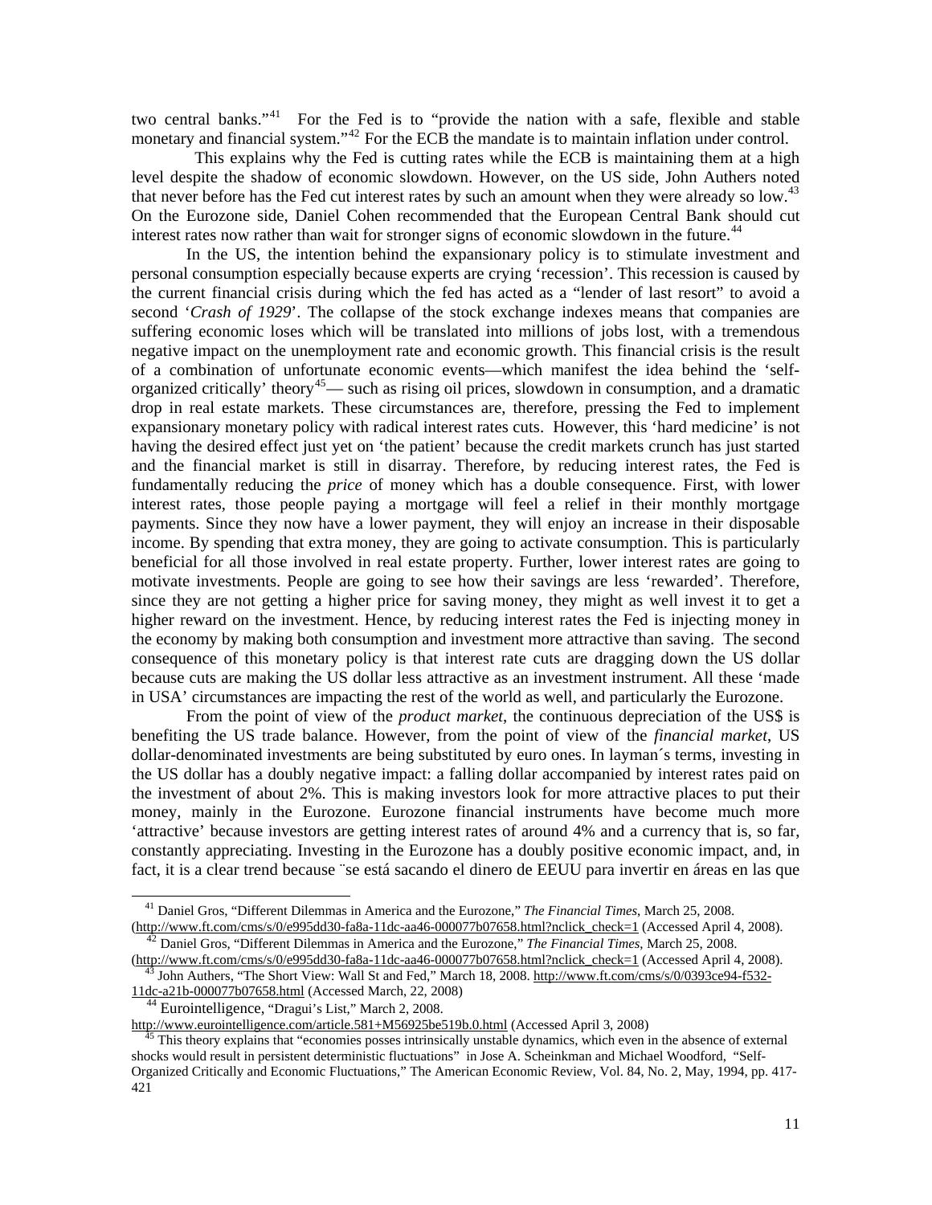two central banks."[41] For the Fed is to "provide the nation with a safe, flexible and stable monetary and financial system."[42] For the ECB the mandate is to maintain inflation under control.

This explains why the Fed is cutting rates while the ECB is maintaining them at a high level despite the shadow of economic slowdown. However, on the US side, John Authers noted that never before has the Fed cut interest rates by such an amount when they were already so low.[43] On the Eurozone side, Daniel Cohen recommended that the European Central Bank should cut interest rates now rather than wait for stronger signs of economic slowdown in the future.[44]

In the US, the intention behind the expansionary policy is to stimulate investment and personal consumption especially because experts are crying 'recession'. This recession is caused by the current financial crisis during which the fed has acted as a "lender of last resort" to avoid a second '*Crash of 1929*'. The collapse of the stock exchange indexes means that companies are suffering economic loses which will be translated into millions of jobs lost, with a tremendous negative impact on the unemployment rate and economic growth. This financial crisis is the result of a combination of unfortunate economic events—which manifest the idea behind the 'self-organized critically' theory[45]— such as rising oil prices, slowdown in consumption, and a dramatic drop in real estate markets. These circumstances are, therefore, pressing the Fed to implement expansionary monetary policy with radical interest rates cuts. However, this 'hard medicine' is not having the desired effect just yet on 'the patient' because the credit markets crunch has just started and the financial market is still in disarray. Therefore, by reducing interest rates, the Fed is fundamentally reducing the *price* of money which has a double consequence. First, with lower interest rates, those people paying a mortgage will feel a relief in their monthly mortgage payments. Since they now have a lower payment, they will enjoy an increase in their disposable income. By spending that extra money, they are going to activate consumption. This is particularly beneficial for all those involved in real estate property. Further, lower interest rates are going to motivate investments. People are going to see how their savings are less 'rewarded'. Therefore, since they are not getting a higher price for saving money, they might as well invest it to get a higher reward on the investment. Hence, by reducing interest rates the Fed is injecting money in the economy by making both consumption and investment more attractive than saving. The second consequence of this monetary policy is that interest rate cuts are dragging down the US dollar because cuts are making the US dollar less attractive as an investment instrument. All these 'made in USA' circumstances are impacting the rest of the world as well, and particularly the Eurozone.

From the point of view of the *product market*, the continuous depreciation of the US$ is benefiting the US trade balance. However, from the point of view of the *financial market*, US dollar-denominated investments are being substituted by euro ones. In layman´s terms, investing in the US dollar has a doubly negative impact: a falling dollar accompanied by interest rates paid on the investment of about 2%. This is making investors look for more attractive places to put their money, mainly in the Eurozone. Eurozone financial instruments have become much more 'attractive' because investors are getting interest rates of around 4% and a currency that is, so far, constantly appreciating. Investing in the Eurozone has a doubly positive economic impact, and, in fact, it is a clear trend because ¨se está sacando el dinero de EEUU para invertir en áreas en las que

---

[41] Daniel Gros, "Different Dilemmas in America and the Eurozone," *The Financial Times*, March 25, 2008. (http://www.ft.com/cms/s/0/e995dd30-fa8a-11dc-aa46-000077b07658.html?nclick_check=1 (Accessed April 4, 2008).

[42] Daniel Gros, "Different Dilemmas in America and the Eurozone," *The Financial Times*, March 25, 2008. (http://www.ft.com/cms/s/0/e995dd30-fa8a-11dc-aa46-000077b07658.html?nclick_check=1 (Accessed April 4, 2008).

[43] John Authers, "The Short View: Wall St and Fed," March 18, 2008. http://www.ft.com/cms/s/0/0393ce94-f532-11dc-a21b-000077b07658.html (Accessed March, 22, 2008)

[44] Eurointelligence, "Dragui's List," March 2, 2008. http://www.eurointelligence.com/article.581+M56925be519b.0.html (Accessed April 3, 2008)

[45] This theory explains that "economies posses intrinsically unstable dynamics, which even in the absence of external shocks would result in persistent deterministic fluctuations" in Jose A. Scheinkman and Michael Woodford, "Self-Organized Critically and Economic Fluctuations," The American Economic Review, Vol. 84, No. 2, May, 1994, pp. 417-421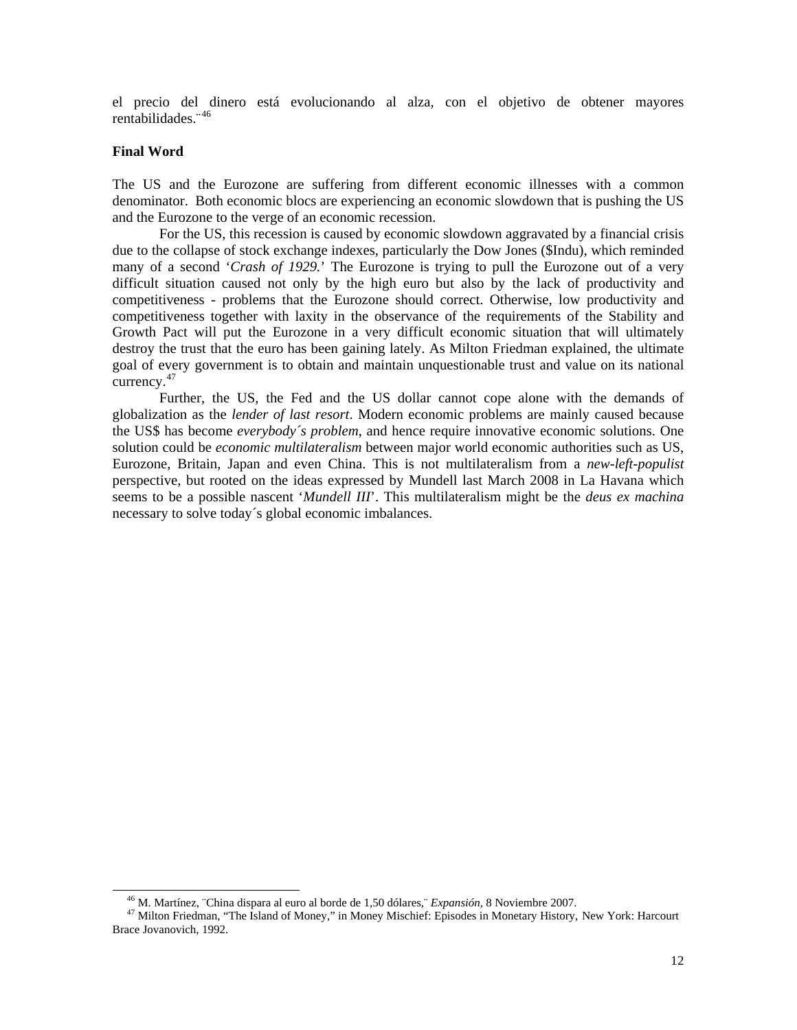el precio del dinero está evolucionando al alza, con el objetivo de obtener mayores rentabilidades.¨[46]

**Final Word**

The US and the Eurozone are suffering from different economic illnesses with a common denominator. Both economic blocs are experiencing an economic slowdown that is pushing the US and the Eurozone to the verge of an economic recession.

For the US, this recession is caused by economic slowdown aggravated by a financial crisis due to the collapse of stock exchange indexes, particularly the Dow Jones ($Indu), which reminded many of a second '*Crash of 1929*.' The Eurozone is trying to pull the Eurozone out of a very difficult situation caused not only by the high euro but also by the lack of productivity and competitiveness - problems that the Eurozone should correct. Otherwise, low productivity and competitiveness together with laxity in the observance of the requirements of the Stability and Growth Pact will put the Eurozone in a very difficult economic situation that will ultimately destroy the trust that the euro has been gaining lately. As Milton Friedman explained, the ultimate goal of every government is to obtain and maintain unquestionable trust and value on its national currency.[47]

Further, the US, the Fed and the US dollar cannot cope alone with the demands of globalization as the *lender of last resort*. Modern economic problems are mainly caused because the US$ has become *everybody´s problem*, and hence require innovative economic solutions. One solution could be *economic multilateralism* between major world economic authorities such as US, Eurozone, Britain, Japan and even China. This is not multilateralism from a *new-left-populist* perspective, but rooted on the ideas expressed by Mundell last March 2008 in La Havana which seems to be a possible nascent '*Mundell III*'. This multilateralism might be the *deus ex machina* necessary to solve today´s global economic imbalances.

---

[46] M. Martínez, ¨China dispara al euro al borde de 1,50 dólares,¨ *Expansión*, 8 Noviembre 2007.

[47] Milton Friedman, "The Island of Money," in Money Mischief: Episodes in Monetary History, New York: Harcourt Brace Jovanovich, 1992.